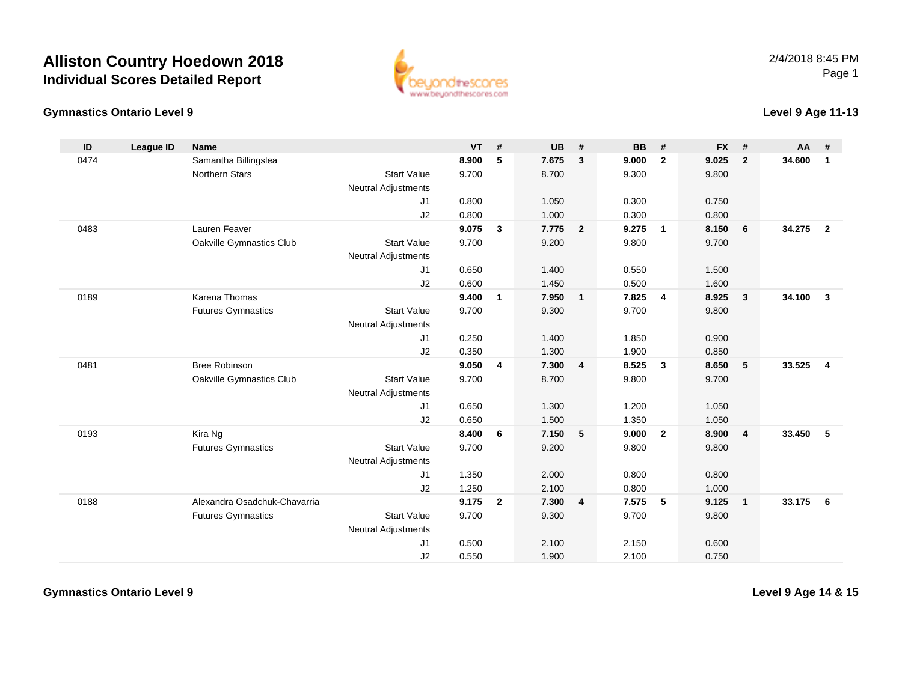# Alliston Country Hoedown 2018

## Individual Scores Detailed Report

### Gymnastics Ontario Level 9

### Level 9 Age 11-13

| ID | League ID | Name | | VT | # | UB | # | BB | # | FX | # | AA | # |
|---|---|---|---|---|---|---|---|---|---|---|---|---|---|
| 0474 | | Samantha Billingslea | | **8.900** | **5** | **7.675** | **3** | **9.000** | **2** | **9.025** | **2** | **34.600** | **1** |
| | | Northern Stars | Start Value | 9.700 | | 8.700 | | 9.300 | | 9.800 | | | |
| | | | Neutral Adjustments | | | | | | | | | | |
| | | | J1 | 0.800 | | 1.050 | | 0.300 | | 0.750 | | | |
| | | | J2 | 0.800 | | 1.000 | | 0.300 | | 0.800 | | | |
| 0483 | | Lauren Feaver | | **9.075** | **3** | **7.775** | **2** | **9.275** | **1** | **8.150** | **6** | **34.275** | **2** |
| | | Oakville Gymnastics Club | Start Value | 9.700 | | 9.200 | | 9.800 | | 9.700 | | | |
| | | | Neutral Adjustments | | | | | | | | | | |
| | | | J1 | 0.650 | | 1.400 | | 0.550 | | 1.500 | | | |
| | | | J2 | 0.600 | | 1.450 | | 0.500 | | 1.600 | | | |
| 0189 | | Karena Thomas | | **9.400** | **1** | **7.950** | **1** | **7.825** | **4** | **8.925** | **3** | **34.100** | **3** |
| | | Futures Gymnastics | Start Value | 9.700 | | 9.300 | | 9.700 | | 9.800 | | | |
| | | | Neutral Adjustments | | | | | | | | | | |
| | | | J1 | 0.250 | | 1.400 | | 1.850 | | 0.900 | | | |
| | | | J2 | 0.350 | | 1.300 | | 1.900 | | 0.850 | | | |
| 0481 | | Bree Robinson | | **9.050** | **4** | **7.300** | **4** | **8.525** | **3** | **8.650** | **5** | **33.525** | **4** |
| | | Oakville Gymnastics Club | Start Value | 9.700 | | 8.700 | | 9.800 | | 9.700 | | | |
| | | | Neutral Adjustments | | | | | | | | | | |
| | | | J1 | 0.650 | | 1.300 | | 1.200 | | 1.050 | | | |
| | | | J2 | 0.650 | | 1.500 | | 1.350 | | 1.050 | | | |
| 0193 | | Kira Ng | | **8.400** | **6** | **7.150** | **5** | **9.000** | **2** | **8.900** | **4** | **33.450** | **5** |
| | | Futures Gymnastics | Start Value | 9.700 | | 9.200 | | 9.800 | | 9.800 | | | |
| | | | Neutral Adjustments | | | | | | | | | | |
| | | | J1 | 1.350 | | 2.000 | | 0.800 | | 0.800 | | | |
| | | | J2 | 1.250 | | 2.100 | | 0.800 | | 1.000 | | | |
| 0188 | | Alexandra Osadchuk-Chavarria | | **9.175** | **2** | **7.300** | **4** | **7.575** | **5** | **9.125** | **1** | **33.175** | **6** |
| | | Futures Gymnastics | Start Value | 9.700 | | 9.300 | | 9.700 | | 9.800 | | | |
| | | | Neutral Adjustments | | | | | | | | | | |
| | | | J1 | 0.500 | | 2.100 | | 2.150 | | 0.600 | | | |
| | | | J2 | 0.550 | | 1.900 | | 2.100 | | 0.750 | | | |

### Gymnastics Ontario Level 9

### Level 9 Age 14 & 15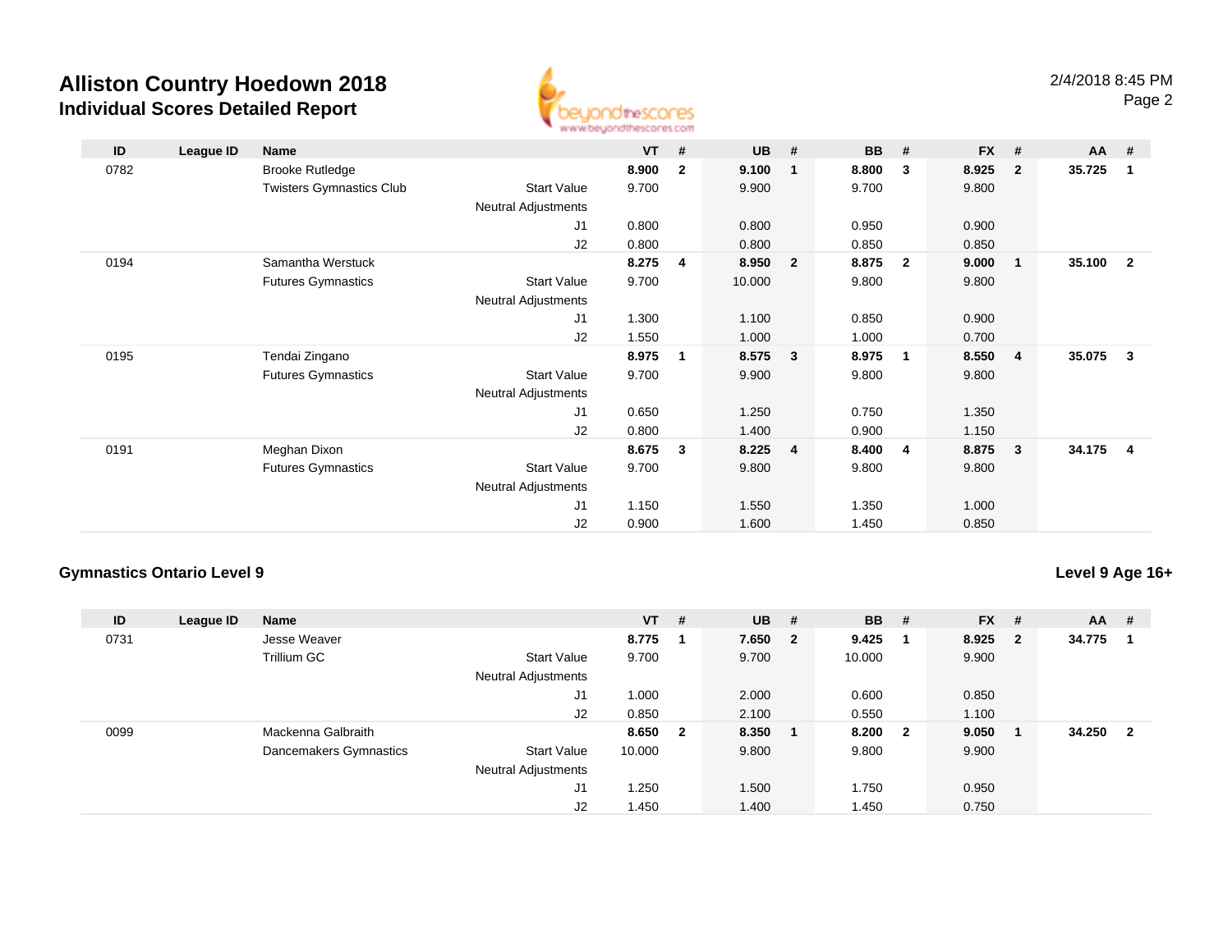# Alliston Country Hoedown 2018
## Individual Scores Detailed Report

| ID | League ID | Name | | VT | # | UB | # | BB | # | FX | # | AA | # |
|---|---|---|---|---|---|---|---|---|---|---|---|---|---|
| 0782 | | Brooke Rutledge | | **8.900** | **2** | **9.100** | **1** | **8.800** | **3** | **8.925** | **2** | **35.725** | **1** |
| | | Twisters Gymnastics Club | Start Value | 9.700 | | 9.900 | | 9.700 | | 9.800 | | | |
| | | | Neutral Adjustments | | | | | | | | | | |
| | | | J1 | 0.800 | | 0.800 | | 0.950 | | 0.900 | | | |
| | | | J2 | 0.800 | | 0.800 | | 0.850 | | 0.850 | | | |
| 0194 | | Samantha Werstuck | | **8.275** | **4** | **8.950** | **2** | **8.875** | **2** | **9.000** | **1** | **35.100** | **2** |
| | | Futures Gymnastics | Start Value | 9.700 | | 10.000 | | 9.800 | | 9.800 | | | |
| | | | Neutral Adjustments | | | | | | | | | | |
| | | | J1 | 1.300 | | 1.100 | | 0.850 | | 0.900 | | | |
| | | | J2 | 1.550 | | 1.000 | | 1.000 | | 0.700 | | | |
| 0195 | | Tendai Zingano | | **8.975** | **1** | **8.575** | **3** | **8.975** | **1** | **8.550** | **4** | **35.075** | **3** |
| | | Futures Gymnastics | Start Value | 9.700 | | 9.900 | | 9.800 | | 9.800 | | | |
| | | | Neutral Adjustments | | | | | | | | | | |
| | | | J1 | 0.650 | | 1.250 | | 0.750 | | 1.350 | | | |
| | | | J2 | 0.800 | | 1.400 | | 0.900 | | 1.150 | | | |
| 0191 | | Meghan Dixon | | **8.675** | **3** | **8.225** | **4** | **8.400** | **4** | **8.875** | **3** | **34.175** | **4** |
| | | Futures Gymnastics | Start Value | 9.700 | | 9.800 | | 9.800 | | 9.800 | | | |
| | | | Neutral Adjustments | | | | | | | | | | |
| | | | J1 | 1.150 | | 1.550 | | 1.350 | | 1.000 | | | |
| | | | J2 | 0.900 | | 1.600 | | 1.450 | | 0.850 | | | |

### Gymnastics Ontario Level 9

**Level 9 Age 16+**

| ID | League ID | Name | | VT | # | UB | # | BB | # | FX | # | AA | # |
|---|---|---|---|---|---|---|---|---|---|---|---|---|---|
| 0731 | | Jesse Weaver | | **8.775** | **1** | **7.650** | **2** | **9.425** | **1** | **8.925** | **2** | **34.775** | **1** |
| | | Trillium GC | Start Value | 9.700 | | 9.700 | | 10.000 | | 9.900 | | | |
| | | | Neutral Adjustments | | | | | | | | | | |
| | | | J1 | 1.000 | | 2.000 | | 0.600 | | 0.850 | | | |
| | | | J2 | 0.850 | | 2.100 | | 0.550 | | 1.100 | | | |
| 0099 | | Mackenna Galbraith | | **8.650** | **2** | **8.350** | **1** | **8.200** | **2** | **9.050** | **1** | **34.250** | **2** |
| | | Dancemakers Gymnastics | Start Value | 10.000 | | 9.800 | | 9.800 | | 9.900 | | | |
| | | | Neutral Adjustments | | | | | | | | | | |
| | | | J1 | 1.250 | | 1.500 | | 1.750 | | 0.950 | | | |
| | | | J2 | 1.450 | | 1.400 | | 1.450 | | 0.750 | | | |